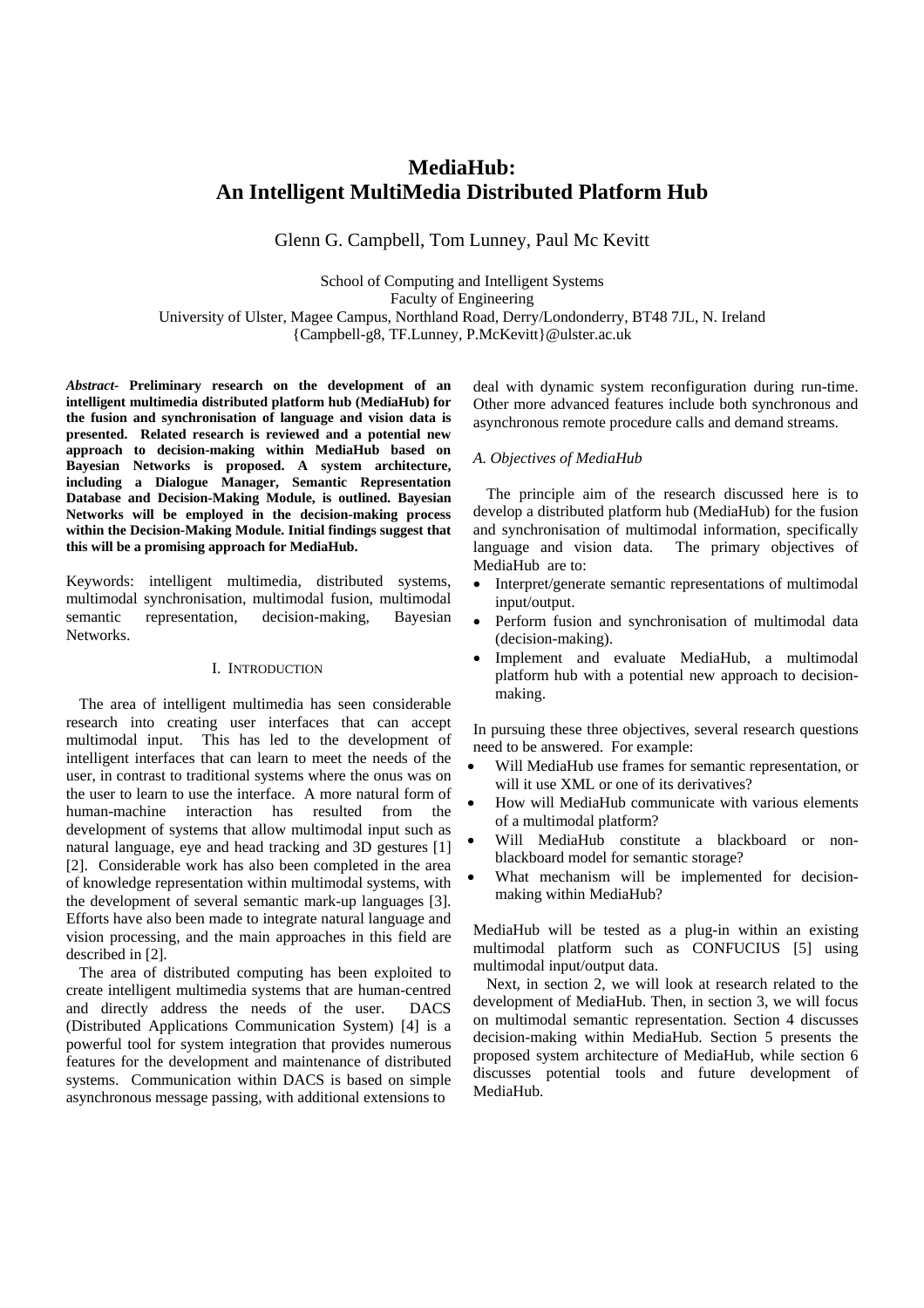# MediaHub: An Intelligent MultiMedia Distributed Platform Hub

Glenn G. Campbell, Tom Lunney, Paul Mc Kevitt

School of Computing and Intelligent Systems
Faculty of Engineering
University of Ulster, Magee Campus, Northland Road, Derry/Londonderry, BT48 7JL, N. Ireland
{Campbell-g8, TF.Lunney, P.McKevitt}@ulster.ac.uk

***Abstract-*** **Preliminary research on the development of an intelligent multimedia distributed platform hub (MediaHub) for the fusion and synchronisation of language and vision data is presented. Related research is reviewed and a potential new approach to decision-making within MediaHub based on Bayesian Networks is proposed. A system architecture, including a Dialogue Manager, Semantic Representation Database and Decision-Making Module, is outlined. Bayesian Networks will be employed in the decision-making process within the Decision-Making Module. Initial findings suggest that this will be a promising approach for MediaHub.**

Keywords: intelligent multimedia, distributed systems, multimodal synchronisation, multimodal fusion, multimodal semantic representation, decision-making, Bayesian Networks.

## I. Introduction

The area of intelligent multimedia has seen considerable research into creating user interfaces that can accept multimodal input. This has led to the development of intelligent interfaces that can learn to meet the needs of the user, in contrast to traditional systems where the onus was on the user to learn to use the interface. A more natural form of human-machine interaction has resulted from the development of systems that allow multimodal input such as natural language, eye and head tracking and 3D gestures [1] [2]. Considerable work has also been completed in the area of knowledge representation within multimodal systems, with the development of several semantic mark-up languages [3]. Efforts have also been made to integrate natural language and vision processing, and the main approaches in this field are described in [2].

The area of distributed computing has been exploited to create intelligent multimedia systems that are human-centred and directly address the needs of the user. DACS (Distributed Applications Communication System) [4] is a powerful tool for system integration that provides numerous features for the development and maintenance of distributed systems. Communication within DACS is based on simple asynchronous message passing, with additional extensions to deal with dynamic system reconfiguration during run-time. Other more advanced features include both synchronous and asynchronous remote procedure calls and demand streams.

### *A. Objectives of MediaHub*

The principle aim of the research discussed here is to develop a distributed platform hub (MediaHub) for the fusion and synchronisation of multimodal information, specifically language and vision data. The primary objectives of MediaHub are to:

- Interpret/generate semantic representations of multimodal input/output.
- Perform fusion and synchronisation of multimodal data (decision-making).
- Implement and evaluate MediaHub, a multimodal platform hub with a potential new approach to decision-making.

In pursuing these three objectives, several research questions need to be answered. For example:

- Will MediaHub use frames for semantic representation, or will it use XML or one of its derivatives?
- How will MediaHub communicate with various elements of a multimodal platform?
- Will MediaHub constitute a blackboard or non-blackboard model for semantic storage?
- What mechanism will be implemented for decision-making within MediaHub?

MediaHub will be tested as a plug-in within an existing multimodal platform such as CONFUCIUS [5] using multimodal input/output data.

Next, in section 2, we will look at research related to the development of MediaHub. Then, in section 3, we will focus on multimodal semantic representation. Section 4 discusses decision-making within MediaHub. Section 5 presents the proposed system architecture of MediaHub, while section 6 discusses potential tools and future development of MediaHub.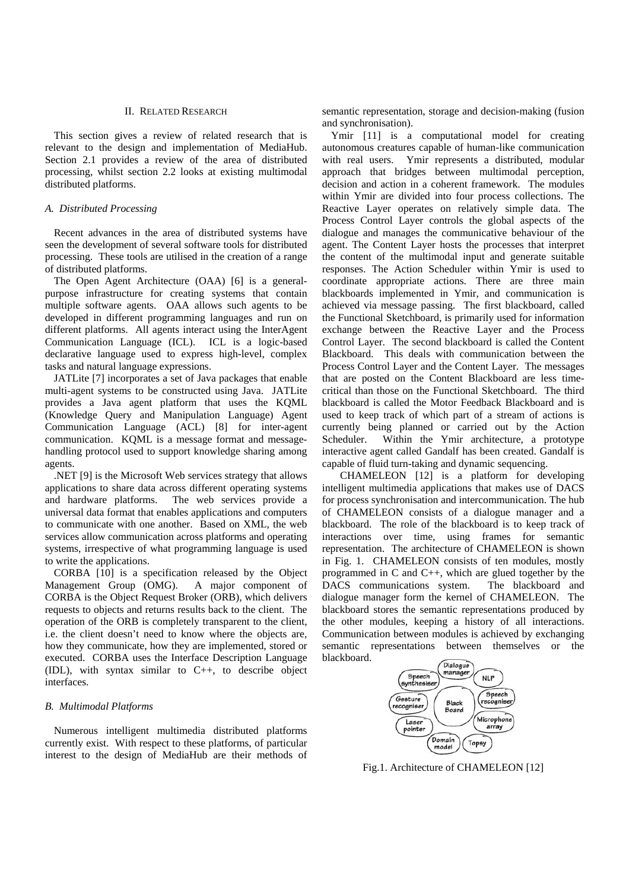## II. Related Research

This section gives a review of related research that is relevant to the design and implementation of MediaHub. Section 2.1 provides a review of the area of distributed processing, whilst section 2.2 looks at existing multimodal distributed platforms.

### *A. Distributed Processing*

Recent advances in the area of distributed systems have seen the development of several software tools for distributed processing. These tools are utilised in the creation of a range of distributed platforms.

The Open Agent Architecture (OAA) [6] is a general-purpose infrastructure for creating systems that contain multiple software agents. OAA allows such agents to be developed in different programming languages and run on different platforms. All agents interact using the InterAgent Communication Language (ICL). ICL is a logic-based declarative language used to express high-level, complex tasks and natural language expressions.

JATLite [7] incorporates a set of Java packages that enable multi-agent systems to be constructed using Java. JATLite provides a Java agent platform that uses the KQML (Knowledge Query and Manipulation Language) Agent Communication Language (ACL) [8] for inter-agent communication. KQML is a message format and message-handling protocol used to support knowledge sharing among agents.

.NET [9] is the Microsoft Web services strategy that allows applications to share data across different operating systems and hardware platforms. The web services provide a universal data format that enables applications and computers to communicate with one another. Based on XML, the web services allow communication across platforms and operating systems, irrespective of what programming language is used to write the applications.

CORBA [10] is a specification released by the Object Management Group (OMG). A major component of CORBA is the Object Request Broker (ORB), which delivers requests to objects and returns results back to the client. The operation of the ORB is completely transparent to the client, i.e. the client doesn't need to know where the objects are, how they communicate, how they are implemented, stored or executed. CORBA uses the Interface Description Language (IDL), with syntax similar to C++, to describe object interfaces.

### *B. Multimodal Platforms*

Numerous intelligent multimedia distributed platforms currently exist. With respect to these platforms, of particular interest to the design of MediaHub are their methods of semantic representation, storage and decision-making (fusion and synchronisation).

Ymir [11] is a computational model for creating autonomous creatures capable of human-like communication with real users. Ymir represents a distributed, modular approach that bridges between multimodal perception, decision and action in a coherent framework. The modules within Ymir are divided into four process collections. The Reactive Layer operates on relatively simple data. The Process Control Layer controls the global aspects of the dialogue and manages the communicative behaviour of the agent. The Content Layer hosts the processes that interpret the content of the multimodal input and generate suitable responses. The Action Scheduler within Ymir is used to coordinate appropriate actions. There are three main blackboards implemented in Ymir, and communication is achieved via message passing. The first blackboard, called the Functional Sketchboard, is primarily used for information exchange between the Reactive Layer and the Process Control Layer. The second blackboard is called the Content Blackboard. This deals with communication between the Process Control Layer and the Content Layer. The messages that are posted on the Content Blackboard are less time-critical than those on the Functional Sketchboard. The third blackboard is called the Motor Feedback Blackboard and is used to keep track of which part of a stream of actions is currently being planned or carried out by the Action Scheduler. Within the Ymir architecture, a prototype interactive agent called Gandalf has been created. Gandalf is capable of fluid turn-taking and dynamic sequencing.

CHAMELEON [12] is a platform for developing intelligent multimedia applications that makes use of DACS for process synchronisation and intercommunication. The hub of CHAMELEON consists of a dialogue manager and a blackboard. The role of the blackboard is to keep track of interactions over time, using frames for semantic representation. The architecture of CHAMELEON is shown in Fig. 1. CHAMELEON consists of ten modules, mostly programmed in C and C++, which are glued together by the DACS communications system. The blackboard and dialogue manager form the kernel of CHAMELEON. The blackboard stores the semantic representations produced by the other modules, keeping a history of all interactions. Communication between modules is achieved by exchanging semantic representations between themselves or the blackboard.

Fig.1. Architecture of CHAMELEON [12]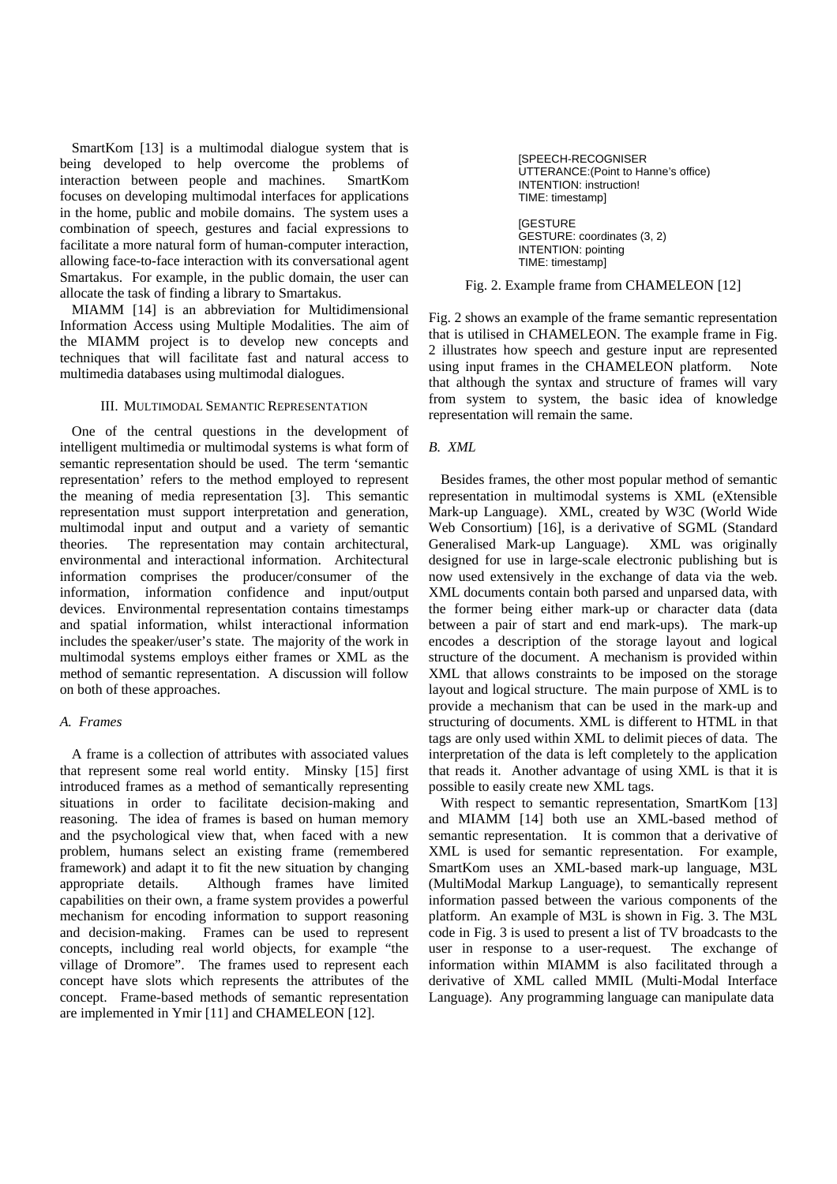SmartKom [13] is a multimodal dialogue system that is being developed to help overcome the problems of interaction between people and machines. SmartKom focuses on developing multimodal interfaces for applications in the home, public and mobile domains. The system uses a combination of speech, gestures and facial expressions to facilitate a more natural form of human-computer interaction, allowing face-to-face interaction with its conversational agent Smartakus. For example, in the public domain, the user can allocate the task of finding a library to Smartakus.

MIAMM [14] is an abbreviation for Multidimensional Information Access using Multiple Modalities. The aim of the MIAMM project is to develop new concepts and techniques that will facilitate fast and natural access to multimedia databases using multimodal dialogues.

## III. Multimodal Semantic Representation

One of the central questions in the development of intelligent multimedia or multimodal systems is what form of semantic representation should be used. The term 'semantic representation' refers to the method employed to represent the meaning of media representation [3]. This semantic representation must support interpretation and generation, multimodal input and output and a variety of semantic theories. The representation may contain architectural, environmental and interactional information. Architectural information comprises the producer/consumer of the information, information confidence and input/output devices. Environmental representation contains timestamps and spatial information, whilst interactional information includes the speaker/user's state. The majority of the work in multimodal systems employs either frames or XML as the method of semantic representation. A discussion will follow on both of these approaches.

### *A. Frames*

A frame is a collection of attributes with associated values that represent some real world entity. Minsky [15] first introduced frames as a method of semantically representing situations in order to facilitate decision-making and reasoning. The idea of frames is based on human memory and the psychological view that, when faced with a new problem, humans select an existing frame (remembered framework) and adapt it to fit the new situation by changing appropriate details. Although frames have limited capabilities on their own, a frame system provides a powerful mechanism for encoding information to support reasoning and decision-making. Frames can be used to represent concepts, including real world objects, for example "the village of Dromore". The frames used to represent each concept have slots which represents the attributes of the concept. Frame-based methods of semantic representation are implemented in Ymir [11] and CHAMELEON [12].

```
[SPEECH-RECOGNISER
UTTERANCE:(Point to Hanne's office)
INTENTION: instruction!
TIME: timestamp]

[GESTURE
GESTURE: coordinates (3, 2)
INTENTION: pointing
TIME: timestamp]
```

Fig. 2. Example frame from CHAMELEON [12]

Fig. 2 shows an example of the frame semantic representation that is utilised in CHAMELEON. The example frame in Fig. 2 illustrates how speech and gesture input are represented using input frames in the CHAMELEON platform. Note that although the syntax and structure of frames will vary from system to system, the basic idea of knowledge representation will remain the same.

### *B. XML*

Besides frames, the other most popular method of semantic representation in multimodal systems is XML (eXtensible Mark-up Language). XML, created by W3C (World Wide Web Consortium) [16], is a derivative of SGML (Standard Generalised Mark-up Language). XML was originally designed for use in large-scale electronic publishing but is now used extensively in the exchange of data via the web. XML documents contain both parsed and unparsed data, with the former being either mark-up or character data (data between a pair of start and end mark-ups). The mark-up encodes a description of the storage layout and logical structure of the document. A mechanism is provided within XML that allows constraints to be imposed on the storage layout and logical structure. The main purpose of XML is to provide a mechanism that can be used in the mark-up and structuring of documents. XML is different to HTML in that tags are only used within XML to delimit pieces of data. The interpretation of the data is left completely to the application that reads it. Another advantage of using XML is that it is possible to easily create new XML tags.

With respect to semantic representation, SmartKom [13] and MIAMM [14] both use an XML-based method of semantic representation. It is common that a derivative of XML is used for semantic representation. For example, SmartKom uses an XML-based mark-up language, M3L (MultiModal Markup Language), to semantically represent information passed between the various components of the platform. An example of M3L is shown in Fig. 3. The M3L code in Fig. 3 is used to present a list of TV broadcasts to the user in response to a user-request. The exchange of information within MIAMM is also facilitated through a derivative of XML called MMIL (Multi-Modal Interface Language). Any programming language can manipulate data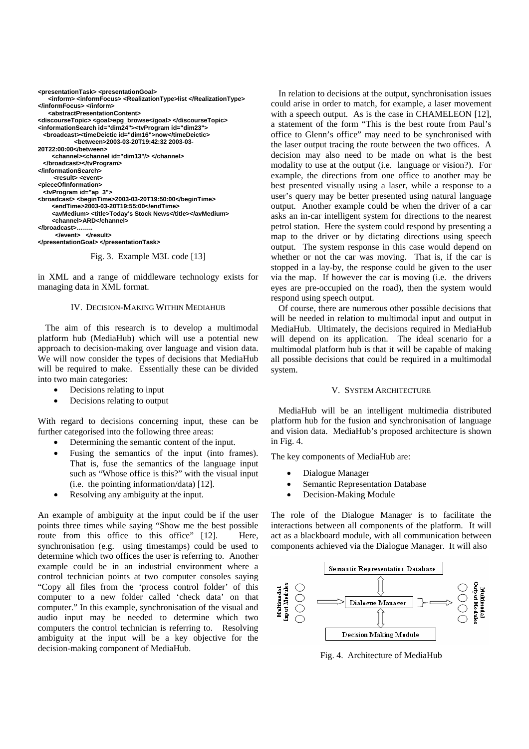```
<presentationTask> <presentationGoal>
    <inform> <informFocus> <RealizationType>list </RealizationType>
</informFocus> </inform>
    <abstractPresentationContent>
<discourseTopic> <goal>epg_browse</goal> </discourseTopic>
<informationSearch id="dim24"><tvProgram id="dim23">
  <broadcast><timeDeictic id="dim16">now</timeDeictic>
            <between>2003-03-20T19:42:32 2003-03-
20T22:00:00</between>
      <channel><channel id="dim13"/> </channel>
  </broadcast></tvProgram>
</informationSearch>
      <result> <event>
<pieceOfInformation>
  <tvProgram id="ap_3">
<broadcast> <beginTime>2003-03-20T19:50:00</beginTime>
      <endTime>2003-03-20T19:55:00</endTime>
      <avMedium> <title>Today's Stock News</title></avMedium>
      <channel>ARD</channel>
</broadcast>……..
        </event>   </result>
</presentationGoal> </presentationTask>
```

Fig. 3. Example M3L code [13]

in XML and a range of middleware technology exists for managing data in XML format.

## IV. Decision-Making Within MediaHub

The aim of this research is to develop a multimodal platform hub (MediaHub) which will use a potential new approach to decision-making over language and vision data. We will now consider the types of decisions that MediaHub will be required to make. Essentially these can be divided into two main categories:

- Decisions relating to input
- Decisions relating to output

With regard to decisions concerning input, these can be further categorised into the following three areas:

- Determining the semantic content of the input.
- Fusing the semantics of the input (into frames). That is, fuse the semantics of the language input such as "Whose office is this?" with the visual input (i.e. the pointing information/data) [12].
- Resolving any ambiguity at the input.

An example of ambiguity at the input could be if the user points three times while saying "Show me the best possible route from this office to this office" [12]. Here, synchronisation (e.g. using timestamps) could be used to determine which two offices the user is referring to. Another example could be in an industrial environment where a control technician points at two computer consoles saying "Copy all files from the 'process control folder' of this computer to a new folder called 'check data' on that computer." In this example, synchronisation of the visual and audio input may be needed to determine which two computers the control technician is referring to. Resolving ambiguity at the input will be a key objective for the decision-making component of MediaHub.

In relation to decisions at the output, synchronisation issues could arise in order to match, for example, a laser movement with a speech output. As is the case in CHAMELEON [12], a statement of the form "This is the best route from Paul's office to Glenn's office" may need to be synchronised with the laser output tracing the route between the two offices. A decision may also need to be made on what is the best modality to use at the output (i.e. language or vision?). For example, the directions from one office to another may be best presented visually using a laser, while a response to a user's query may be better presented using natural language output. Another example could be when the driver of a car asks an in-car intelligent system for directions to the nearest petrol station. Here the system could respond by presenting a map to the driver or by dictating directions using speech output. The system response in this case would depend on whether or not the car was moving. That is, if the car is stopped in a lay-by, the response could be given to the user via the map. If however the car is moving (i.e. the drivers eyes are pre-occupied on the road), then the system would respond using speech output.

Of course, there are numerous other possible decisions that will be needed in relation to multimodal input and output in MediaHub. Ultimately, the decisions required in MediaHub will depend on its application. The ideal scenario for a multimodal platform hub is that it will be capable of making all possible decisions that could be required in a multimodal system.

## V. System Architecture

MediaHub will be an intelligent multimedia distributed platform hub for the fusion and synchronisation of language and vision data. MediaHub's proposed architecture is shown in Fig. 4.

The key components of MediaHub are:

- Dialogue Manager
- Semantic Representation Database
- Decision-Making Module

The role of the Dialogue Manager is to facilitate the interactions between all components of the platform. It will act as a blackboard module, with all communication between components achieved via the Dialogue Manager. It will also

Semantic Representation Database

Multimodal Input Modules → Dialogue Manager → Multimodal Output Modules

Decision Making Module

Fig. 4. Architecture of MediaHub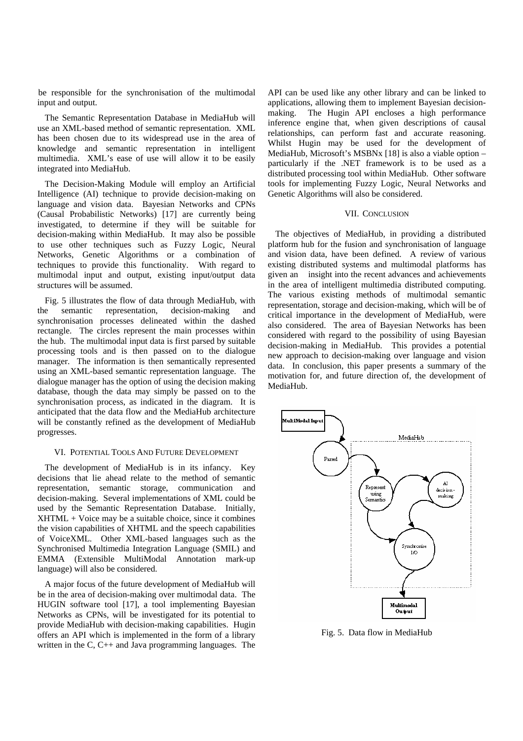be responsible for the synchronisation of the multimodal input and output.

The Semantic Representation Database in MediaHub will use an XML-based method of semantic representation. XML has been chosen due to its widespread use in the area of knowledge and semantic representation in intelligent multimedia. XML's ease of use will allow it to be easily integrated into MediaHub.

The Decision-Making Module will employ an Artificial Intelligence (AI) technique to provide decision-making on language and vision data. Bayesian Networks and CPNs (Causal Probabilistic Networks) [17] are currently being investigated, to determine if they will be suitable for decision-making within MediaHub. It may also be possible to use other techniques such as Fuzzy Logic, Neural Networks, Genetic Algorithms or a combination of techniques to provide this functionality. With regard to multimodal input and output, existing input/output data structures will be assumed.

Fig. 5 illustrates the flow of data through MediaHub, with the semantic representation, decision-making and synchronisation processes delineated within the dashed rectangle. The circles represent the main processes within the hub. The multimodal input data is first parsed by suitable processing tools and is then passed on to the dialogue manager. The information is then semantically represented using an XML-based semantic representation language. The dialogue manager has the option of using the decision making database, though the data may simply be passed on to the synchronisation process, as indicated in the diagram. It is anticipated that the data flow and the MediaHub architecture will be constantly refined as the development of MediaHub progresses.

## VI. Potential Tools And Future Development

The development of MediaHub is in its infancy. Key decisions that lie ahead relate to the method of semantic representation, semantic storage, communication and decision-making. Several implementations of XML could be used by the Semantic Representation Database. Initially, XHTML + Voice may be a suitable choice, since it combines the vision capabilities of XHTML and the speech capabilities of VoiceXML. Other XML-based languages such as the Synchronised Multimedia Integration Language (SMIL) and EMMA (Extensible MultiModal Annotation mark-up language) will also be considered.

A major focus of the future development of MediaHub will be in the area of decision-making over multimodal data. The HUGIN software tool [17], a tool implementing Bayesian Networks as CPNs, will be investigated for its potential to provide MediaHub with decision-making capabilities. Hugin offers an API which is implemented in the form of a library written in the C, C++ and Java programming languages. The API can be used like any other library and can be linked to applications, allowing them to implement Bayesian decision-making. The Hugin API encloses a high performance inference engine that, when given descriptions of causal relationships, can perform fast and accurate reasoning. Whilst Hugin may be used for the development of MediaHub, Microsoft's MSBNx [18] is also a viable option – particularly if the .NET framework is to be used as a distributed processing tool within MediaHub. Other software tools for implementing Fuzzy Logic, Neural Networks and Genetic Algorithms will also be considered.

## VII. Conclusion

The objectives of MediaHub, in providing a distributed platform hub for the fusion and synchronisation of language and vision data, have been defined. A review of various existing distributed systems and multimodal platforms has given an insight into the recent advances and achievements in the area of intelligent multimedia distributed computing. The various existing methods of multimodal semantic representation, storage and decision-making, which will be of critical importance in the development of MediaHub, were also considered. The area of Bayesian Networks has been considered with regard to the possibility of using Bayesian decision-making in MediaHub. This provides a potential new approach to decision-making over language and vision data. In conclusion, this paper presents a summary of the motivation for, and future direction of, the development of MediaHub.

Fig. 5. Data flow in MediaHub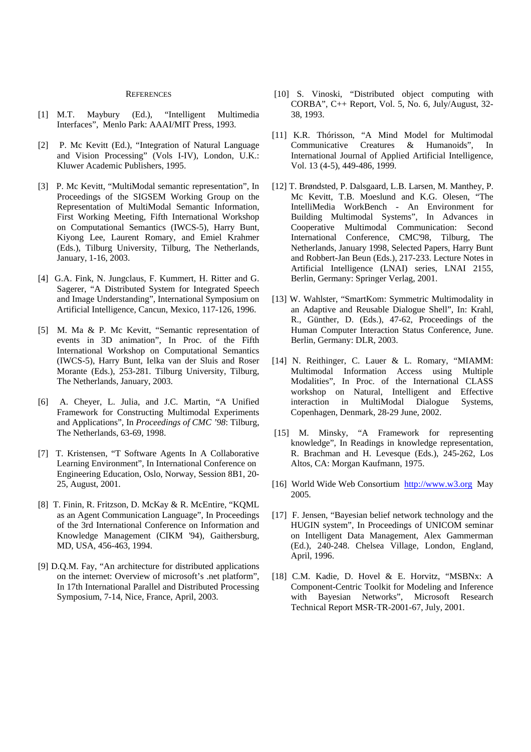## REFERENCES

[1] M.T. Maybury (Ed.), "Intelligent Multimedia Interfaces", Menlo Park: AAAI/MIT Press, 1993.

[2] P. Mc Kevitt (Ed.), "Integration of Natural Language and Vision Processing" (Vols I-IV), London, U.K.: Kluwer Academic Publishers, 1995.

[3] P. Mc Kevitt, "MultiModal semantic representation", In Proceedings of the SIGSEM Working Group on the Representation of MultiModal Semantic Information, First Working Meeting, Fifth International Workshop on Computational Semantics (IWCS-5), Harry Bunt, Kiyong Lee, Laurent Romary, and Emiel Krahmer (Eds.), Tilburg University, Tilburg, The Netherlands, January, 1-16, 2003.

[4] G.A. Fink, N. Jungclaus, F. Kummert, H. Ritter and G. Sagerer, "A Distributed System for Integrated Speech and Image Understanding", International Symposium on Artificial Intelligence, Cancun, Mexico, 117-126, 1996.

[5] M. Ma & P. Mc Kevitt, "Semantic representation of events in 3D animation", In Proc. of the Fifth International Workshop on Computational Semantics (IWCS-5), Harry Bunt, Ielka van der Sluis and Roser Morante (Eds.), 253-281. Tilburg University, Tilburg, The Netherlands, January, 2003.

[6] A. Cheyer, L. Julia, and J.C. Martin, "A Unified Framework for Constructing Multimodal Experiments and Applications", In *Proceedings of CMC '98*: Tilburg, The Netherlands, 63-69, 1998.

[7] T. Kristensen, "T Software Agents In A Collaborative Learning Environment", In International Conference on Engineering Education, Oslo, Norway, Session 8B1, 20-25, August, 2001.

[8] T. Finin, R. Fritzson, D. McKay & R. McEntire, "KQML as an Agent Communication Language", In Proceedings of the 3rd International Conference on Information and Knowledge Management (CIKM '94), Gaithersburg, MD, USA, 456-463, 1994.

[9] D.Q.M. Fay, "An architecture for distributed applications on the internet: Overview of microsoft's .net platform", In 17th International Parallel and Distributed Processing Symposium, 7-14, Nice, France, April, 2003.

[10] S. Vinoski, "Distributed object computing with CORBA", C++ Report, Vol. 5, No. 6, July/August, 32-38, 1993.

[11] K.R. Thórisson, "A Mind Model for Multimodal Communicative Creatures & Humanoids", In International Journal of Applied Artificial Intelligence, Vol. 13 (4-5), 449-486, 1999.

[12] T. Brøndsted, P. Dalsgaard, L.B. Larsen, M. Manthey, P. Mc Kevitt, T.B. Moeslund and K.G. Olesen, "The IntelliMedia WorkBench - An Environment for Building Multimodal Systems", In Advances in Cooperative Multimodal Communication: Second International Conference, CMC'98, Tilburg, The Netherlands, January 1998, Selected Papers, Harry Bunt and Robbert-Jan Beun (Eds.), 217-233. Lecture Notes in Artificial Intelligence (LNAI) series, LNAI 2155, Berlin, Germany: Springer Verlag, 2001.

[13] W. Wahlster, "SmartKom: Symmetric Multimodality in an Adaptive and Reusable Dialogue Shell", In: Krahl, R., Günther, D. (Eds.), 47-62, Proceedings of the Human Computer Interaction Status Conference, June. Berlin, Germany: DLR, 2003.

[14] N. Reithinger, C. Lauer & L. Romary, "MIAMM: Multimodal Information Access using Multiple Modalities", In Proc. of the International CLASS workshop on Natural, Intelligent and Effective interaction in MultiModal Dialogue Systems, Copenhagen, Denmark, 28-29 June, 2002.

[15] M. Minsky, "A Framework for representing knowledge", In Readings in knowledge representation, R. Brachman and H. Levesque (Eds.), 245-262, Los Altos, CA: Morgan Kaufmann, 1975.

[16] World Wide Web Consortium http://www.w3.org May 2005.

[17] F. Jensen, "Bayesian belief network technology and the HUGIN system", In Proceedings of UNICOM seminar on Intelligent Data Management, Alex Gammerman (Ed.), 240-248. Chelsea Village, London, England, April, 1996.

[18] C.M. Kadie, D. Hovel & E. Horvitz, "MSBNx: A Component-Centric Toolkit for Modeling and Inference with Bayesian Networks", Microsoft Research Technical Report MSR-TR-2001-67, July, 2001.